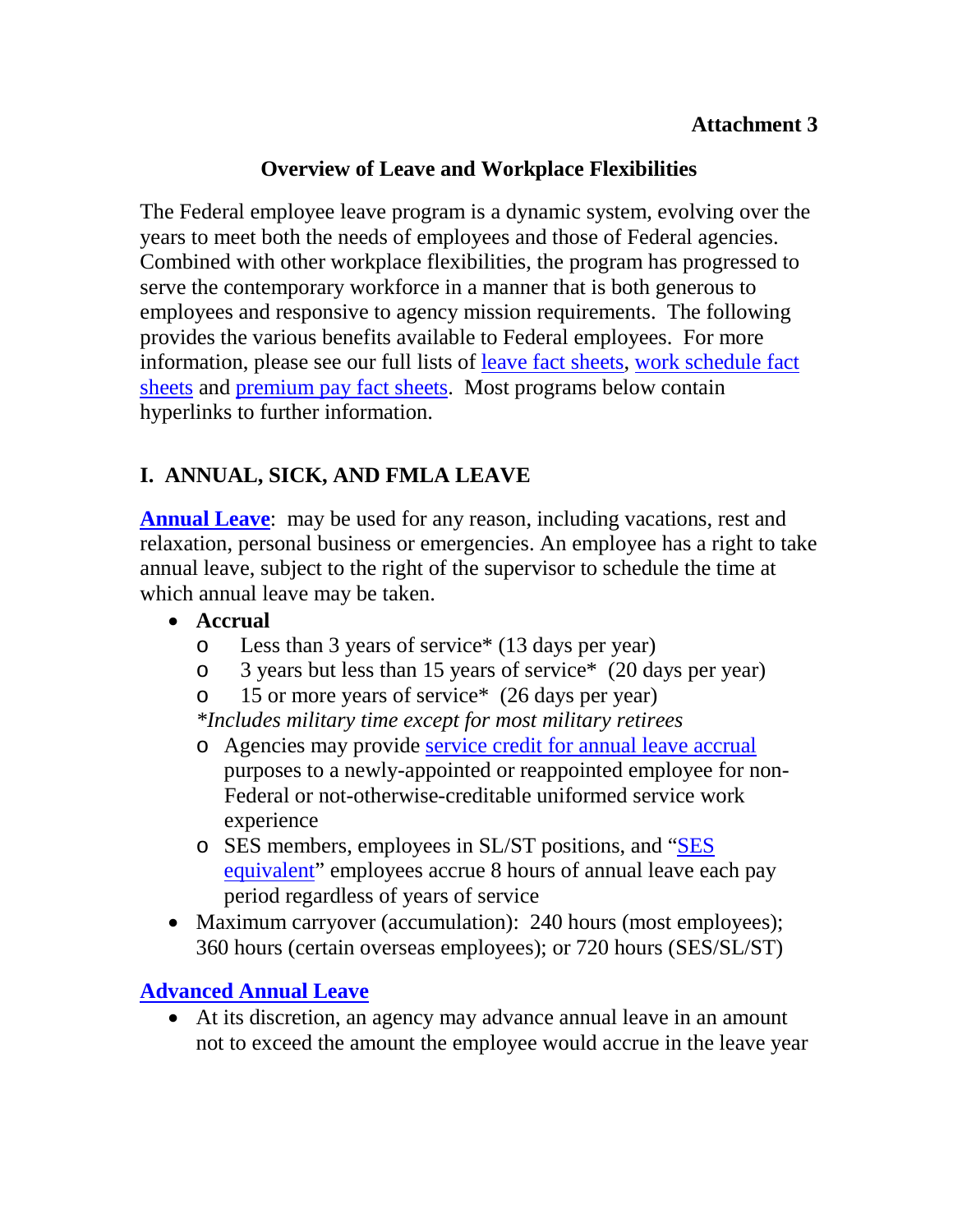**Attachment 3**

## Overview of Leave and Workplace Flexibilities

The Federal employee leave program is a dynamic system, evolving over the years to meet both the needs of employees and those of Federal agencies. Combined with other workplace flexibilities, the program has progressed to serve the contemporary workforce in a manner that is both generous to employees and responsive to agency mission requirements. The following provides the various benefits available to Federal employees. For more information, please see our full lists of leave fact sheets, work schedule fact sheets and premium pay fact sheets. Most programs below contain hyperlinks to further information.

## I. ANNUAL, SICK, AND FMLA LEAVE

**Annual Leave**: may be used for any reason, including vacations, rest and relaxation, personal business or emergencies. An employee has a right to take annual leave, subject to the right of the supervisor to schedule the time at which annual leave may be taken.

- **Accrual**
  - Less than 3 years of service* (13 days per year)
  - 3 years but less than 15 years of service* (20 days per year)
  - 15 or more years of service* (26 days per year)

  *\*Includes military time except for most military retirees*
  - Agencies may provide service credit for annual leave accrual purposes to a newly-appointed or reappointed employee for non-Federal or not-otherwise-creditable uniformed service work experience
  - SES members, employees in SL/ST positions, and "SES equivalent" employees accrue 8 hours of annual leave each pay period regardless of years of service
- Maximum carryover (accumulation): 240 hours (most employees); 360 hours (certain overseas employees); or 720 hours (SES/SL/ST)

**Advanced Annual Leave**

- At its discretion, an agency may advance annual leave in an amount not to exceed the amount the employee would accrue in the leave year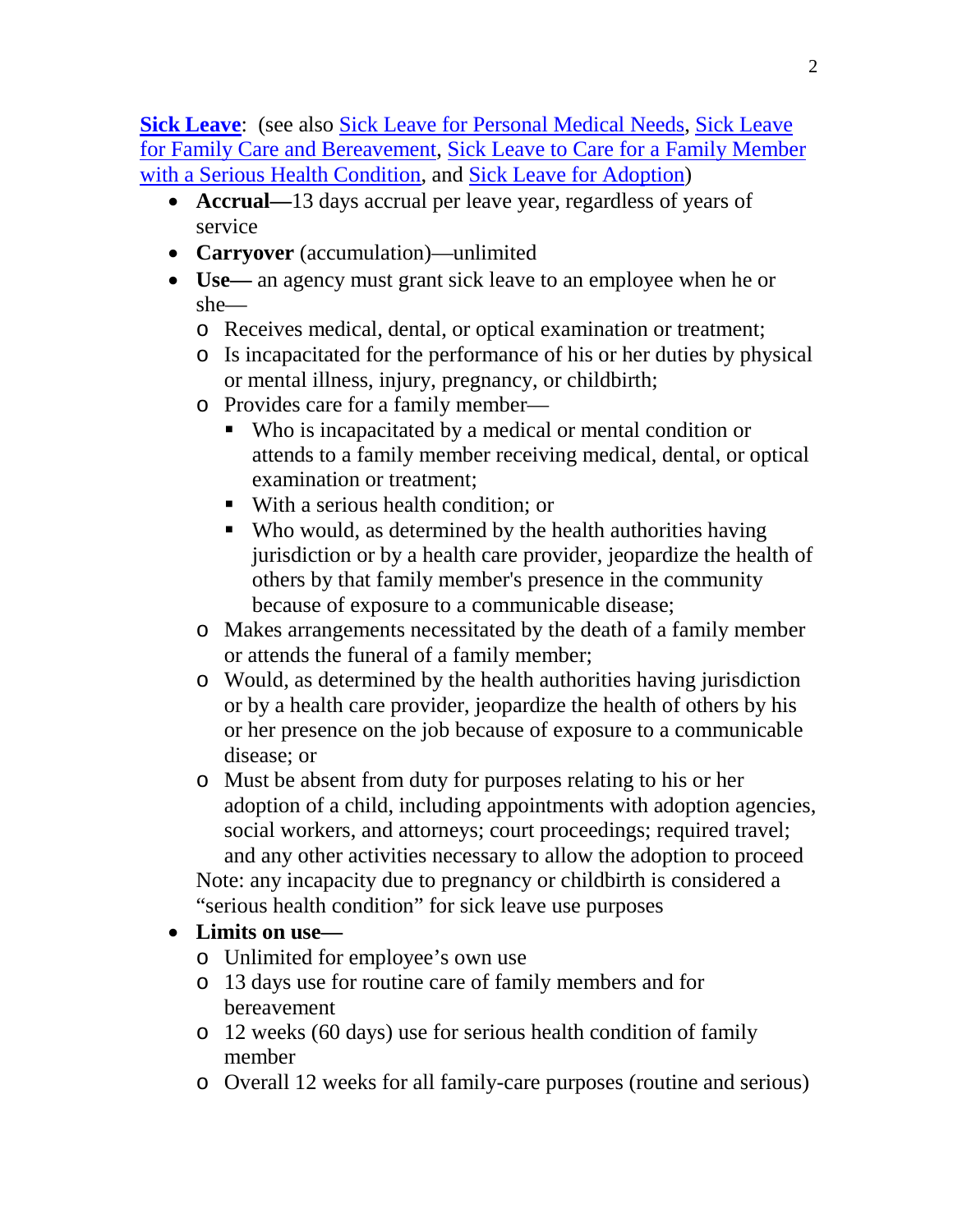**Sick Leave**: (see also Sick Leave for Personal Medical Needs, Sick Leave for Family Care and Bereavement, Sick Leave to Care for a Family Member with a Serious Health Condition, and Sick Leave for Adoption)

- **Accrual—**13 days accrual per leave year, regardless of years of service
- **Carryover** (accumulation)—unlimited
- **Use—** an agency must grant sick leave to an employee when he or she—
  - Receives medical, dental, or optical examination or treatment;
  - Is incapacitated for the performance of his or her duties by physical or mental illness, injury, pregnancy, or childbirth;
  - Provides care for a family member—
    - Who is incapacitated by a medical or mental condition or attends to a family member receiving medical, dental, or optical examination or treatment;
    - With a serious health condition; or
    - Who would, as determined by the health authorities having jurisdiction or by a health care provider, jeopardize the health of others by that family member's presence in the community because of exposure to a communicable disease;
  - Makes arrangements necessitated by the death of a family member or attends the funeral of a family member;
  - Would, as determined by the health authorities having jurisdiction or by a health care provider, jeopardize the health of others by his or her presence on the job because of exposure to a communicable disease; or
  - Must be absent from duty for purposes relating to his or her adoption of a child, including appointments with adoption agencies, social workers, and attorneys; court proceedings; required travel; and any other activities necessary to allow the adoption to proceed

  Note: any incapacity due to pregnancy or childbirth is considered a "serious health condition" for sick leave use purposes
- **Limits on use—**
  - Unlimited for employee's own use
  - 13 days use for routine care of family members and for bereavement
  - 12 weeks (60 days) use for serious health condition of family member
  - Overall 12 weeks for all family-care purposes (routine and serious)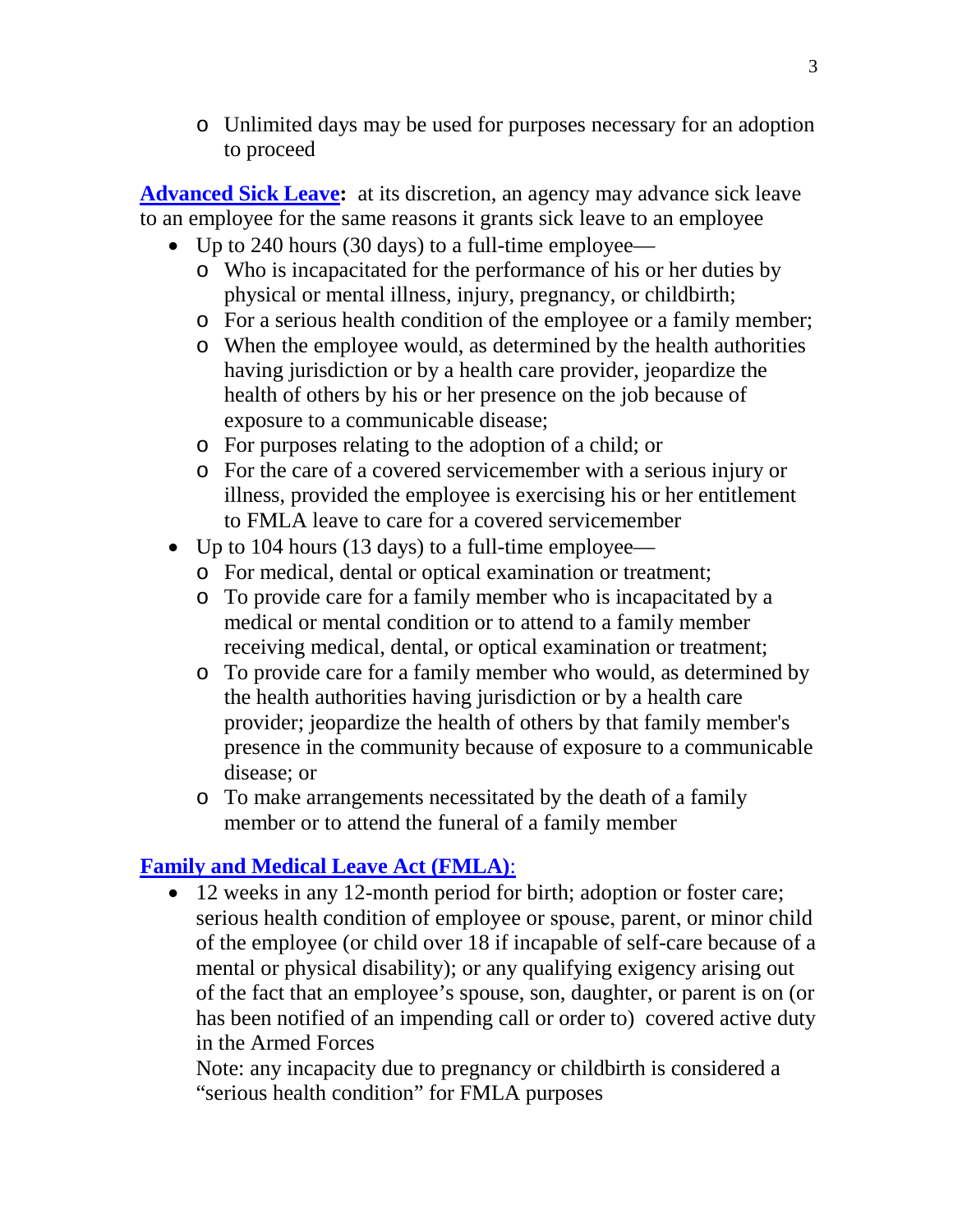- Unlimited days may be used for purposes necessary for an adoption to proceed

**Advanced Sick Leave:** at its discretion, an agency may advance sick leave to an employee for the same reasons it grants sick leave to an employee

- Up to 240 hours (30 days) to a full-time employee—
  - Who is incapacitated for the performance of his or her duties by physical or mental illness, injury, pregnancy, or childbirth;
  - For a serious health condition of the employee or a family member;
  - When the employee would, as determined by the health authorities having jurisdiction or by a health care provider, jeopardize the health of others by his or her presence on the job because of exposure to a communicable disease;
  - For purposes relating to the adoption of a child; or
  - For the care of a covered servicemember with a serious injury or illness, provided the employee is exercising his or her entitlement to FMLA leave to care for a covered servicemember
- Up to 104 hours (13 days) to a full-time employee—
  - For medical, dental or optical examination or treatment;
  - To provide care for a family member who is incapacitated by a medical or mental condition or to attend to a family member receiving medical, dental, or optical examination or treatment;
  - To provide care for a family member who would, as determined by the health authorities having jurisdiction or by a health care provider; jeopardize the health of others by that family member's presence in the community because of exposure to a communicable disease; or
  - To make arrangements necessitated by the death of a family member or to attend the funeral of a family member

**Family and Medical Leave Act (FMLA)**:

- 12 weeks in any 12-month period for birth; adoption or foster care; serious health condition of employee or spouse, parent, or minor child of the employee (or child over 18 if incapable of self-care because of a mental or physical disability); or any qualifying exigency arising out of the fact that an employee's spouse, son, daughter, or parent is on (or has been notified of an impending call or order to) covered active duty in the Armed Forces

  Note: any incapacity due to pregnancy or childbirth is considered a "serious health condition" for FMLA purposes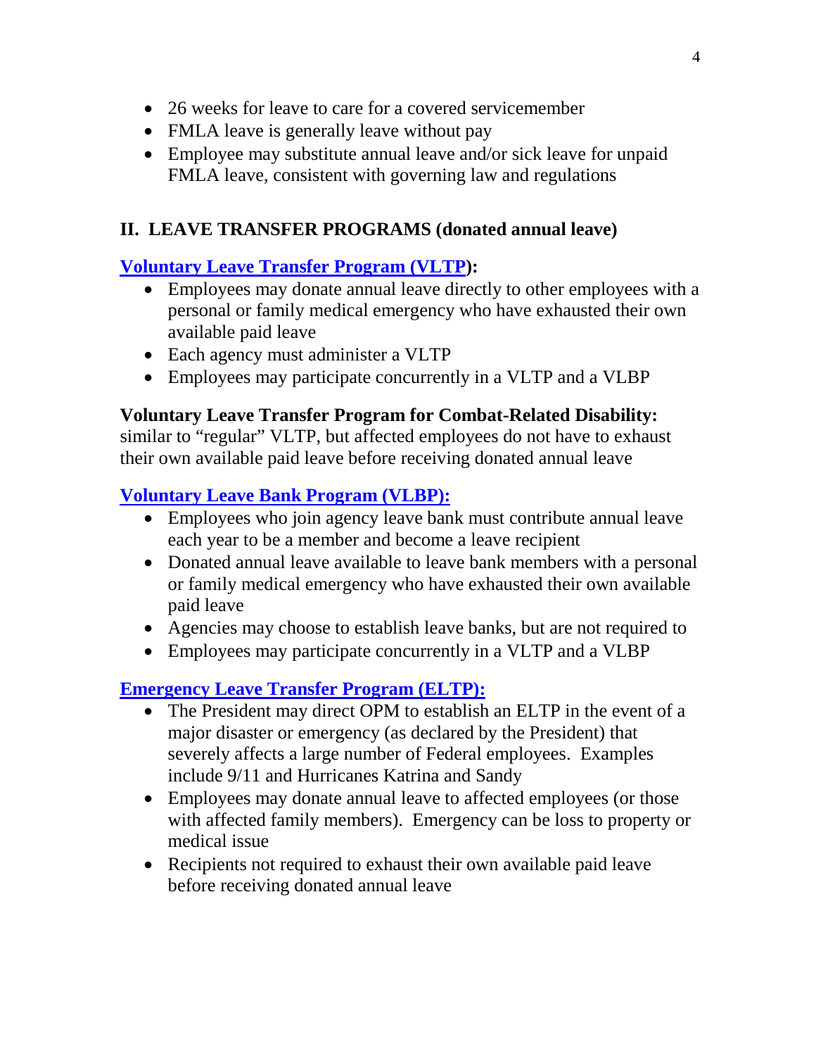- 26 weeks for leave to care for a covered servicemember
- FMLA leave is generally leave without pay
- Employee may substitute annual leave and/or sick leave for unpaid FMLA leave, consistent with governing law and regulations

## II. LEAVE TRANSFER PROGRAMS (donated annual leave)

**Voluntary Leave Transfer Program (VLTP):**

- Employees may donate annual leave directly to other employees with a personal or family medical emergency who have exhausted their own available paid leave
- Each agency must administer a VLTP
- Employees may participate concurrently in a VLTP and a VLBP

**Voluntary Leave Transfer Program for Combat-Related Disability:** similar to "regular" VLTP, but affected employees do not have to exhaust their own available paid leave before receiving donated annual leave

**Voluntary Leave Bank Program (VLBP):**

- Employees who join agency leave bank must contribute annual leave each year to be a member and become a leave recipient
- Donated annual leave available to leave bank members with a personal or family medical emergency who have exhausted their own available paid leave
- Agencies may choose to establish leave banks, but are not required to
- Employees may participate concurrently in a VLTP and a VLBP

**Emergency Leave Transfer Program (ELTP):**

- The President may direct OPM to establish an ELTP in the event of a major disaster or emergency (as declared by the President) that severely affects a large number of Federal employees. Examples include 9/11 and Hurricanes Katrina and Sandy
- Employees may donate annual leave to affected employees (or those with affected family members). Emergency can be loss to property or medical issue
- Recipients not required to exhaust their own available paid leave before receiving donated annual leave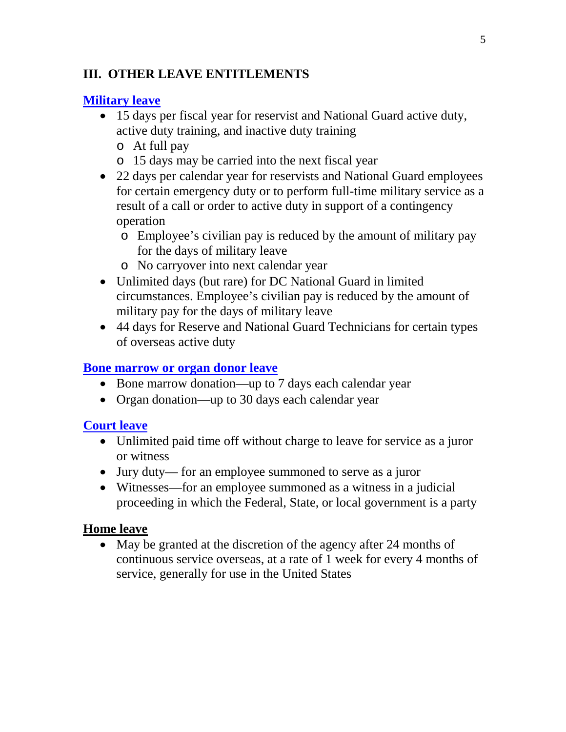## III. OTHER LEAVE ENTITLEMENTS

### **Military leave**

- 15 days per fiscal year for reservist and National Guard active duty, active duty training, and inactive duty training
  - At full pay
  - 15 days may be carried into the next fiscal year
- 22 days per calendar year for reservists and National Guard employees for certain emergency duty or to perform full-time military service as a result of a call or order to active duty in support of a contingency operation
  - Employee's civilian pay is reduced by the amount of military pay for the days of military leave
  - No carryover into next calendar year
- Unlimited days (but rare) for DC National Guard in limited circumstances. Employee's civilian pay is reduced by the amount of military pay for the days of military leave
- 44 days for Reserve and National Guard Technicians for certain types of overseas active duty

### **Bone marrow or organ donor leave**

- Bone marrow donation—up to 7 days each calendar year
- Organ donation—up to 30 days each calendar year

### **Court leave**

- Unlimited paid time off without charge to leave for service as a juror or witness
- Jury duty— for an employee summoned to serve as a juror
- Witnesses—for an employee summoned as a witness in a judicial proceeding in which the Federal, State, or local government is a party

### **Home leave**

- May be granted at the discretion of the agency after 24 months of continuous service overseas, at a rate of 1 week for every 4 months of service, generally for use in the United States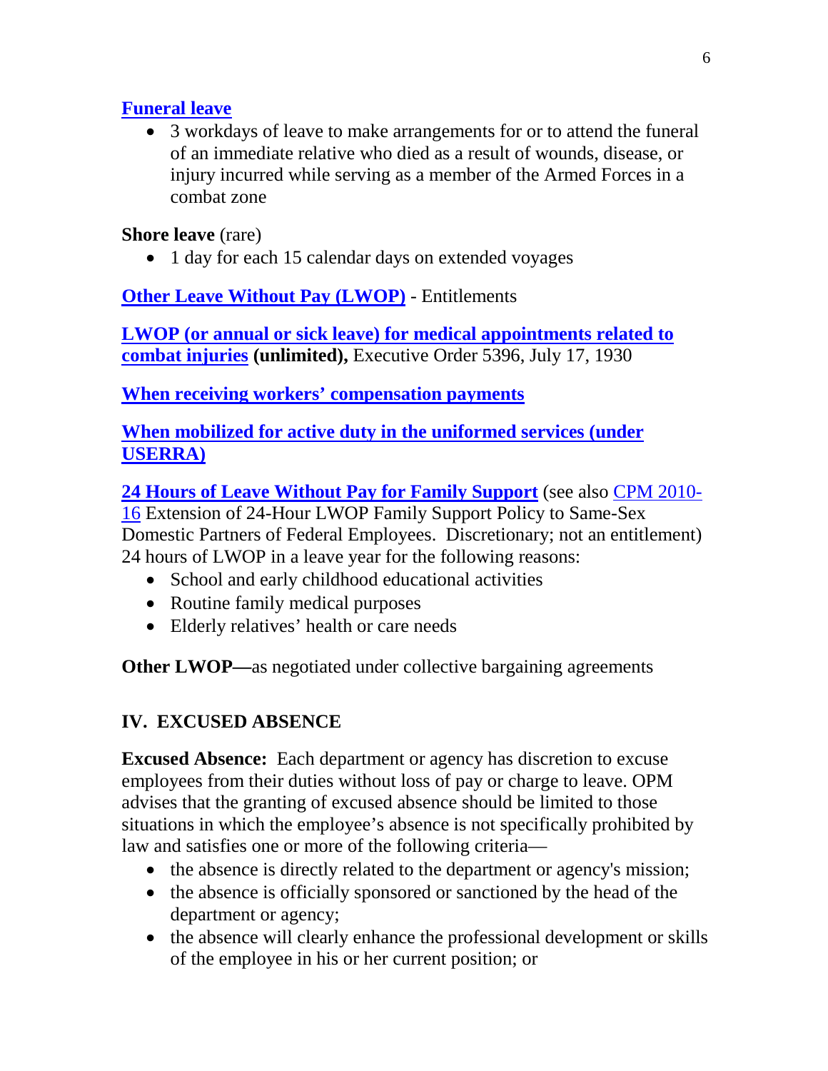**Funeral leave**

- 3 workdays of leave to make arrangements for or to attend the funeral of an immediate relative who died as a result of wounds, disease, or injury incurred while serving as a member of the Armed Forces in a combat zone

**Shore leave** (rare)

- 1 day for each 15 calendar days on extended voyages

**Other Leave Without Pay (LWOP)** - Entitlements

**LWOP (or annual or sick leave) for medical appointments related to combat injuries (unlimited),** Executive Order 5396, July 17, 1930

**When receiving workers' compensation payments**

**When mobilized for active duty in the uniformed services (under USERRA)**

**24 Hours of Leave Without Pay for Family Support** (see also CPM 2010-16 Extension of 24-Hour LWOP Family Support Policy to Same-Sex Domestic Partners of Federal Employees. Discretionary; not an entitlement) 24 hours of LWOP in a leave year for the following reasons:

- School and early childhood educational activities
- Routine family medical purposes
- Elderly relatives' health or care needs

**Other LWOP—**as negotiated under collective bargaining agreements

## IV. EXCUSED ABSENCE

**Excused Absence:** Each department or agency has discretion to excuse employees from their duties without loss of pay or charge to leave. OPM advises that the granting of excused absence should be limited to those situations in which the employee's absence is not specifically prohibited by law and satisfies one or more of the following criteria—

- the absence is directly related to the department or agency's mission;
- the absence is officially sponsored or sanctioned by the head of the department or agency;
- the absence will clearly enhance the professional development or skills of the employee in his or her current position; or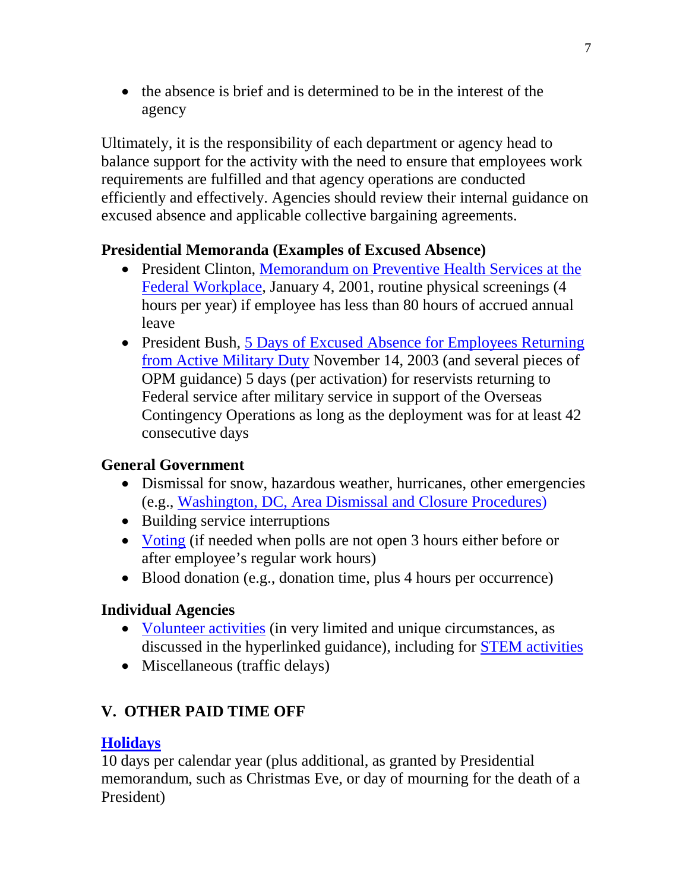- the absence is brief and is determined to be in the interest of the agency

Ultimately, it is the responsibility of each department or agency head to balance support for the activity with the need to ensure that employees work requirements are fulfilled and that agency operations are conducted efficiently and effectively. Agencies should review their internal guidance on excused absence and applicable collective bargaining agreements.

**Presidential Memoranda (Examples of Excused Absence)**

- President Clinton, Memorandum on Preventive Health Services at the Federal Workplace, January 4, 2001, routine physical screenings (4 hours per year) if employee has less than 80 hours of accrued annual leave
- President Bush, 5 Days of Excused Absence for Employees Returning from Active Military Duty November 14, 2003 (and several pieces of OPM guidance) 5 days (per activation) for reservists returning to Federal service after military service in support of the Overseas Contingency Operations as long as the deployment was for at least 42 consecutive days

**General Government**

- Dismissal for snow, hazardous weather, hurricanes, other emergencies (e.g., Washington, DC, Area Dismissal and Closure Procedures)
- Building service interruptions
- Voting (if needed when polls are not open 3 hours either before or after employee's regular work hours)
- Blood donation (e.g., donation time, plus 4 hours per occurrence)

**Individual Agencies**

- Volunteer activities (in very limited and unique circumstances, as discussed in the hyperlinked guidance), including for STEM activities
- Miscellaneous (traffic delays)

## V. OTHER PAID TIME OFF

**Holidays**

10 days per calendar year (plus additional, as granted by Presidential memorandum, such as Christmas Eve, or day of mourning for the death of a President)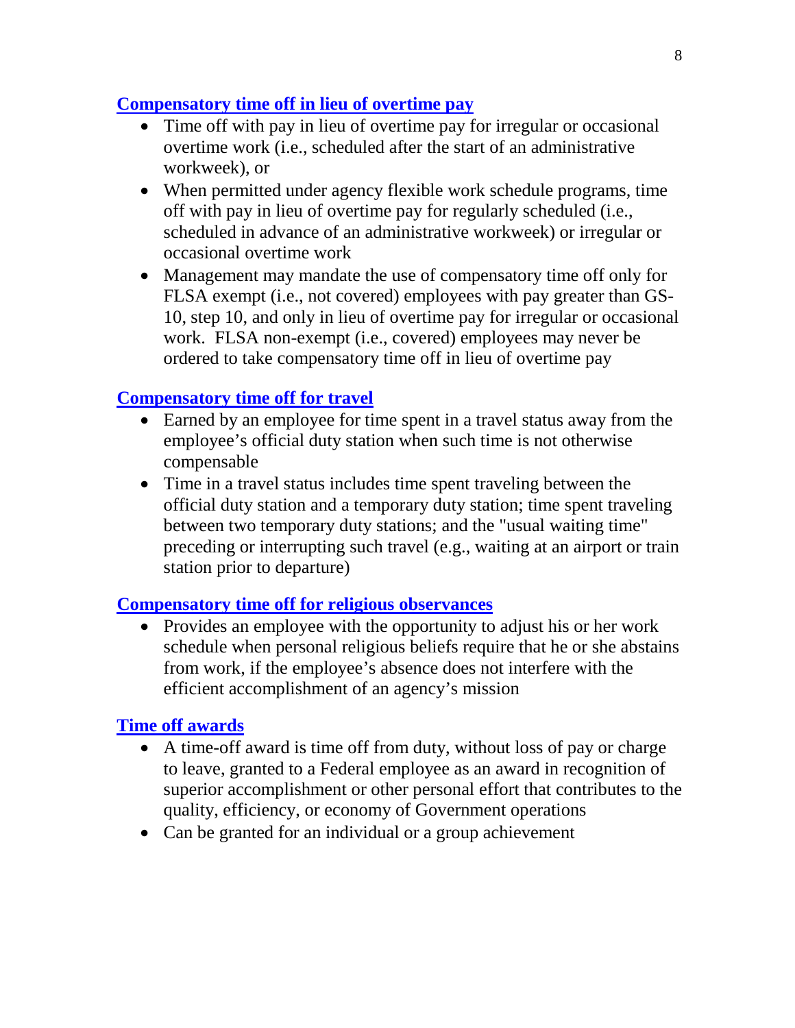### [Compensatory time off in lieu of overtime pay]

- Time off with pay in lieu of overtime pay for irregular or occasional overtime work (i.e., scheduled after the start of an administrative workweek), or
- When permitted under agency flexible work schedule programs, time off with pay in lieu of overtime pay for regularly scheduled (i.e., scheduled in advance of an administrative workweek) or irregular or occasional overtime work
- Management may mandate the use of compensatory time off only for FLSA exempt (i.e., not covered) employees with pay greater than GS-10, step 10, and only in lieu of overtime pay for irregular or occasional work. FLSA non-exempt (i.e., covered) employees may never be ordered to take compensatory time off in lieu of overtime pay

### [Compensatory time off for travel]

- Earned by an employee for time spent in a travel status away from the employee's official duty station when such time is not otherwise compensable
- Time in a travel status includes time spent traveling between the official duty station and a temporary duty station; time spent traveling between two temporary duty stations; and the "usual waiting time" preceding or interrupting such travel (e.g., waiting at an airport or train station prior to departure)

### [Compensatory time off for religious observances]

- Provides an employee with the opportunity to adjust his or her work schedule when personal religious beliefs require that he or she abstains from work, if the employee's absence does not interfere with the efficient accomplishment of an agency's mission

### [Time off awards]

- A time-off award is time off from duty, without loss of pay or charge to leave, granted to a Federal employee as an award in recognition of superior accomplishment or other personal effort that contributes to the quality, efficiency, or economy of Government operations
- Can be granted for an individual or a group achievement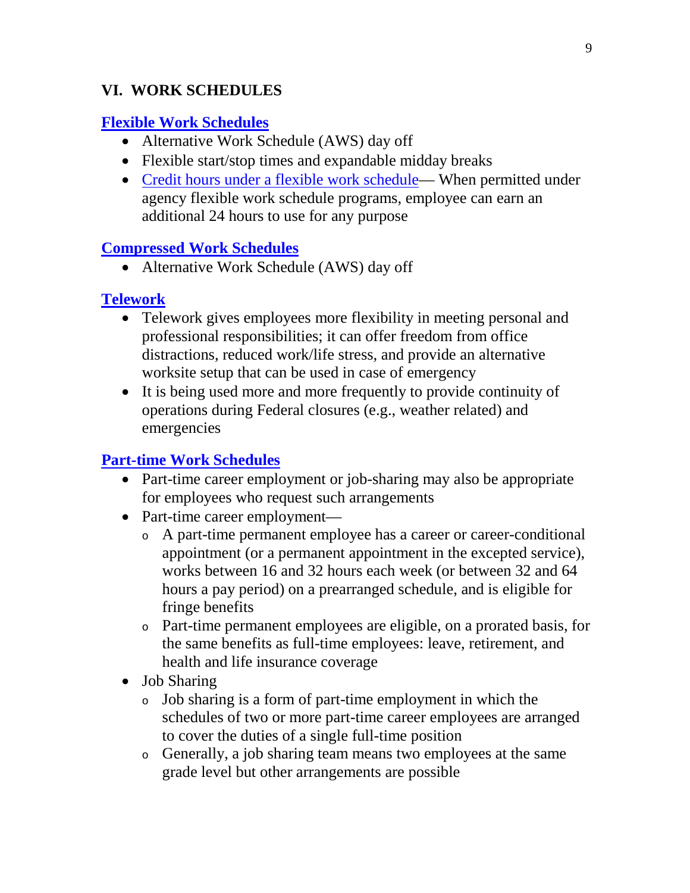## VI. WORK SCHEDULES

### Flexible Work Schedules

- Alternative Work Schedule (AWS) day off
- Flexible start/stop times and expandable midday breaks
- Credit hours under a flexible work schedule— When permitted under agency flexible work schedule programs, employee can earn an additional 24 hours to use for any purpose

### Compressed Work Schedules

- Alternative Work Schedule (AWS) day off

### Telework

- Telework gives employees more flexibility in meeting personal and professional responsibilities; it can offer freedom from office distractions, reduced work/life stress, and provide an alternative worksite setup that can be used in case of emergency
- It is being used more and more frequently to provide continuity of operations during Federal closures (e.g., weather related) and emergencies

### Part-time Work Schedules

- Part-time career employment or job-sharing may also be appropriate for employees who request such arrangements
- Part-time career employment—
  - A part-time permanent employee has a career or career-conditional appointment (or a permanent appointment in the excepted service), works between 16 and 32 hours each week (or between 32 and 64 hours a pay period) on a prearranged schedule, and is eligible for fringe benefits
  - Part-time permanent employees are eligible, on a prorated basis, for the same benefits as full-time employees: leave, retirement, and health and life insurance coverage
- Job Sharing
  - Job sharing is a form of part-time employment in which the schedules of two or more part-time career employees are arranged to cover the duties of a single full-time position
  - Generally, a job sharing team means two employees at the same grade level but other arrangements are possible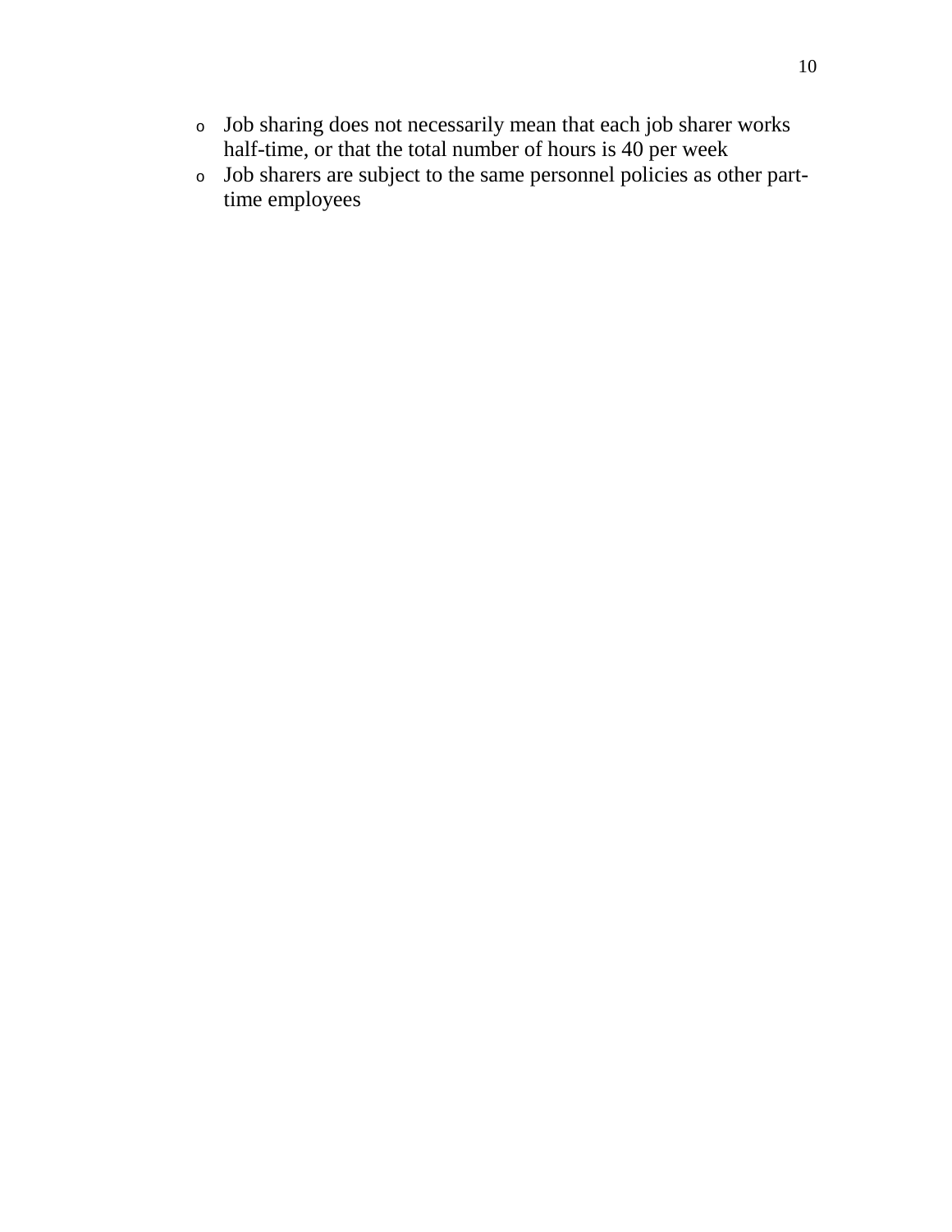- Job sharing does not necessarily mean that each job sharer works half-time, or that the total number of hours is 40 per week
- Job sharers are subject to the same personnel policies as other part-time employees